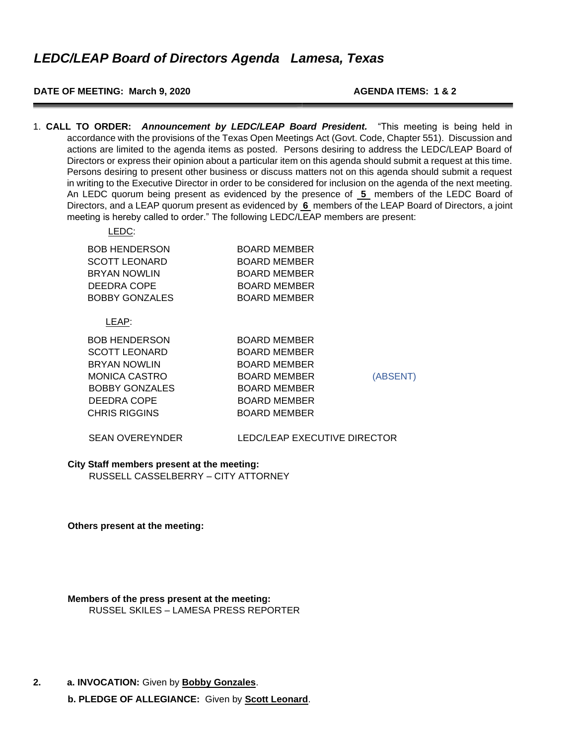# *LEDC/LEAP Board of Directors Agenda Lamesa, Texas*

**DATE OF MEETING: March 9, 2020** **AGENDA ITEMS: 1 & 2**

1. **CALL TO ORDER:** ***Announcement by LEDC/LEAP Board President.*** "This meeting is being held in accordance with the provisions of the Texas Open Meetings Act (Govt. Code, Chapter 551). Discussion and actions are limited to the agenda items as posted. Persons desiring to address the LEDC/LEAP Board of Directors or express their opinion about a particular item on this agenda should submit a request at this time. Persons desiring to present other business or discuss matters not on this agenda should submit a request in writing to the Executive Director in order to be considered for inclusion on the agenda of the next meeting. An LEDC quorum being present as evidenced by the presence of **5** members of the LEDC Board of Directors, and a LEAP quorum present as evidenced by **6** members of the LEAP Board of Directors, a joint meeting is hereby called to order." The following LEDC/LEAP members are present:

LEDC:

| | | |
|---|---|---|
| BOB HENDERSON | BOARD MEMBER | |
| SCOTT LEONARD | BOARD MEMBER | |
| BRYAN NOWLIN | BOARD MEMBER | |
| DEEDRA COPE | BOARD MEMBER | |
| BOBBY GONZALES | BOARD MEMBER | |

LEAP:

| | | |
|---|---|---|
| BOB HENDERSON | BOARD MEMBER | |
| SCOTT LEONARD | BOARD MEMBER | |
| BRYAN NOWLIN | BOARD MEMBER | |
| MONICA CASTRO | BOARD MEMBER | (ABSENT) |
| BOBBY GONZALES | BOARD MEMBER | |
| DEEDRA COPE | BOARD MEMBER | |
| CHRIS RIGGINS | BOARD MEMBER | |
| | | |
| SEAN OVEREYNDER | LEDC/LEAP EXECUTIVE DIRECTOR | |

**City Staff members present at the meeting:**
RUSSELL CASSELBERRY – CITY ATTORNEY

**Others present at the meeting:**

**Members of the press present at the meeting:**
RUSSEL SKILES – LAMESA PRESS REPORTER

2. **a. INVOCATION:** Given by **Bobby Gonzales**.

   **b. PLEDGE OF ALLEGIANCE:** Given by **Scott Leonard**.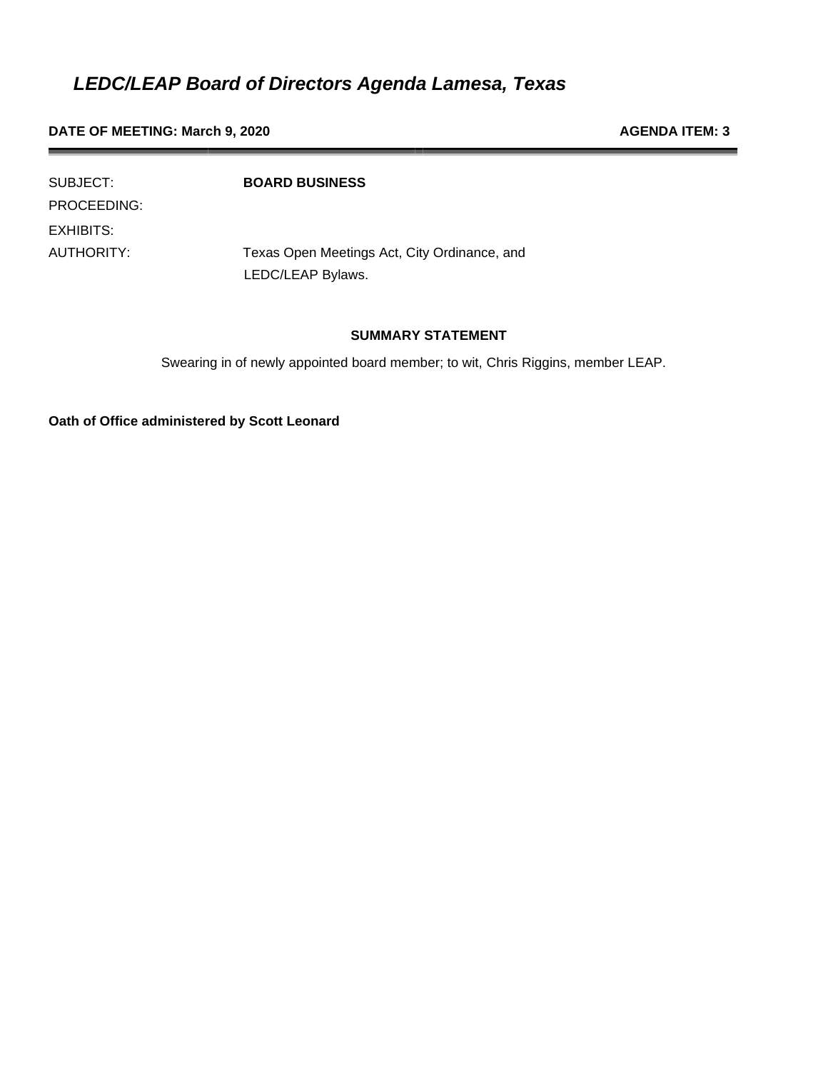# *LEDC/LEAP Board of Directors Agenda Lamesa, Texas*

**DATE OF MEETING: March 9, 2020** **AGENDA ITEM: 3**

---

| | |
|---|---|
| SUBJECT: | **BOARD BUSINESS** |
| PROCEEDING: | |
| EXHIBITS: | |
| AUTHORITY: | Texas Open Meetings Act, City Ordinance, and LEDC/LEAP Bylaws. |

**SUMMARY STATEMENT**

Swearing in of newly appointed board member; to wit, Chris Riggins, member LEAP.

**Oath of Office administered by Scott Leonard**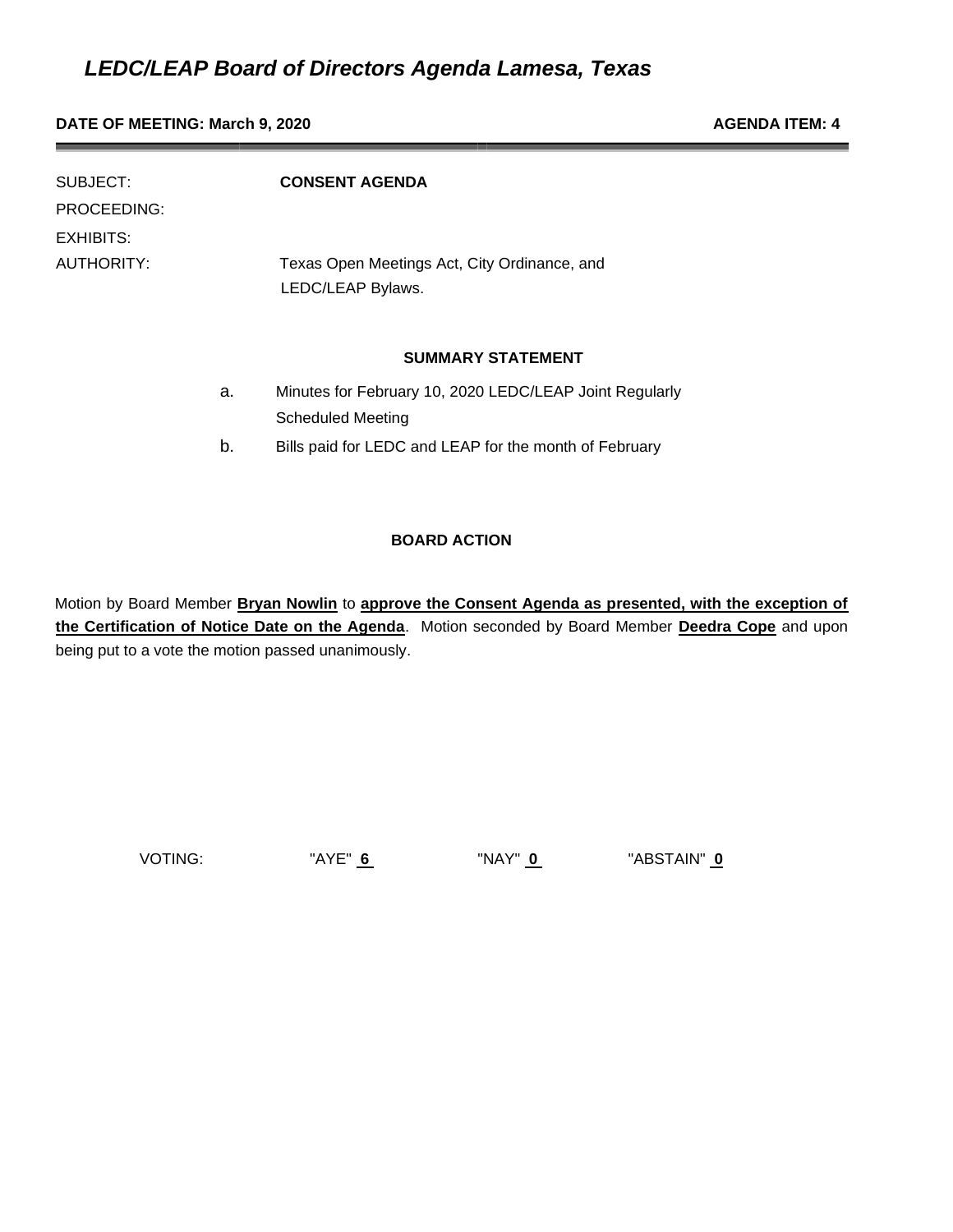# *LEDC/LEAP Board of Directors Agenda Lamesa, Texas*

**DATE OF MEETING: March 9, 2020** **AGENDA ITEM: 4**

| | |
|---|---|
| SUBJECT: | **CONSENT AGENDA** |
| PROCEEDING: | |
| EXHIBITS: | |
| AUTHORITY: | Texas Open Meetings Act, City Ordinance, and LEDC/LEAP Bylaws. |

**SUMMARY STATEMENT**

a. Minutes for February 10, 2020 LEDC/LEAP Joint Regularly Scheduled Meeting

b. Bills paid for LEDC and LEAP for the month of February

**BOARD ACTION**

Motion by Board Member **Bryan Nowlin** to **approve the Consent Agenda as presented, with the exception of the Certification of Notice Date on the Agenda**. Motion seconded by Board Member **Deedra Cope** and upon being put to a vote the motion passed unanimously.

VOTING: "AYE" **6** "NAY" **0** "ABSTAIN" **0**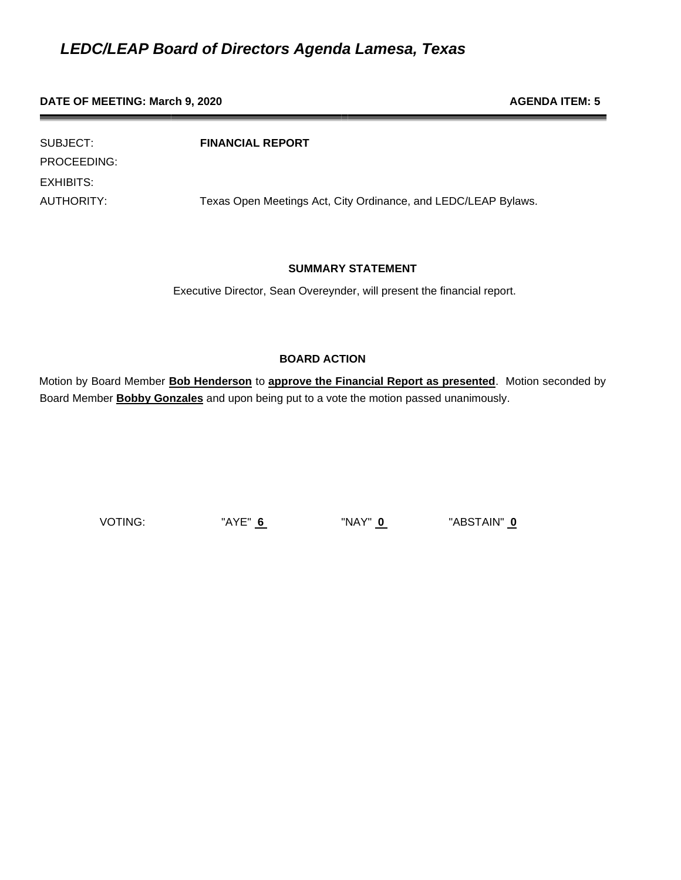# *LEDC/LEAP Board of Directors Agenda Lamesa, Texas*

**DATE OF MEETING: March 9, 2020** **AGENDA ITEM: 5**

| | |
|---|---|
| SUBJECT: | **FINANCIAL REPORT** |
| PROCEEDING: | |
| EXHIBITS: | |
| AUTHORITY: | Texas Open Meetings Act, City Ordinance, and LEDC/LEAP Bylaws. |

**SUMMARY STATEMENT**

Executive Director, Sean Overeynder, will present the financial report.

**BOARD ACTION**

Motion by Board Member **Bob Henderson** to **approve the Financial Report as presented**. Motion seconded by Board Member **Bobby Gonzales** and upon being put to a vote the motion passed unanimously.

VOTING: "AYE" **6** "NAY" **0** "ABSTAIN" **0**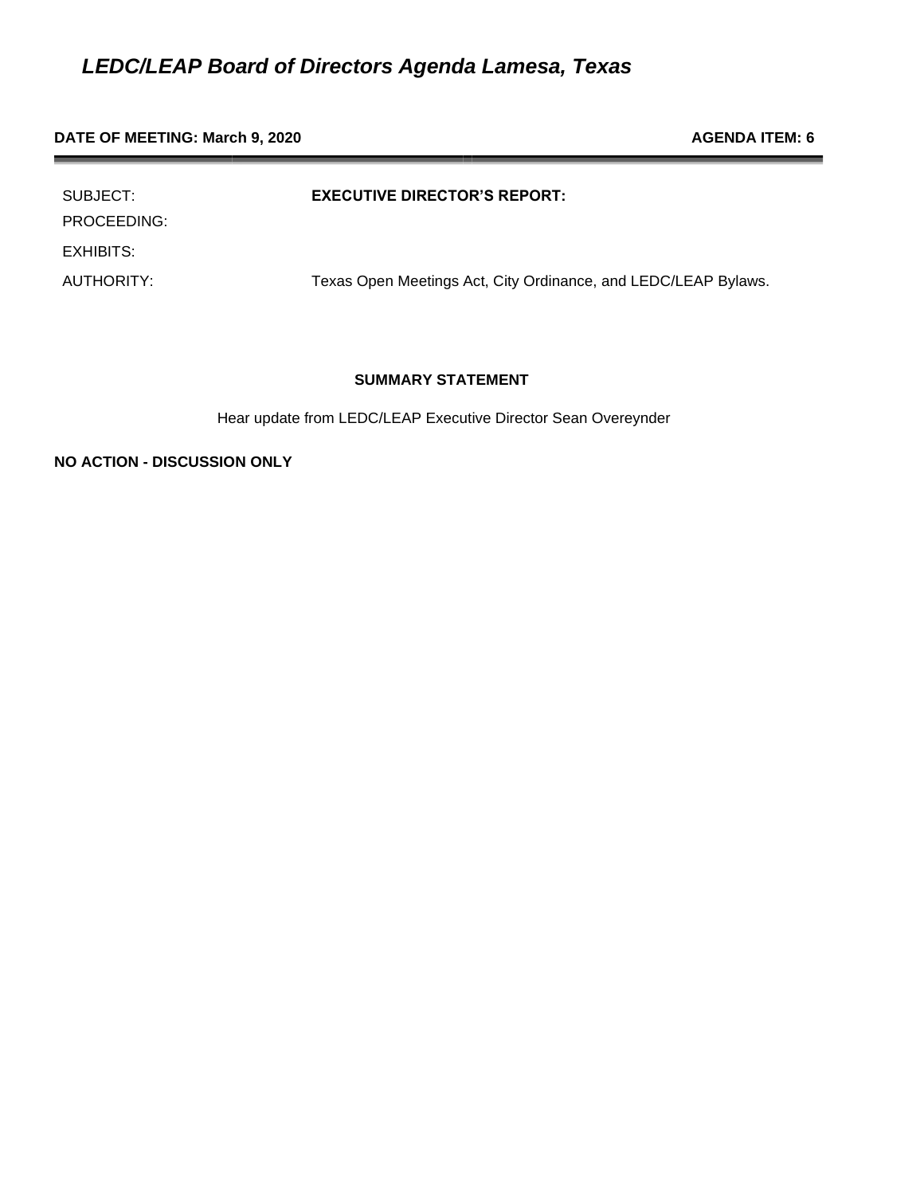# *LEDC/LEAP Board of Directors Agenda Lamesa, Texas*

**DATE OF MEETING: March 9, 2020** **AGENDA ITEM: 6**

| | |
|---|---|
| SUBJECT: | **EXECUTIVE DIRECTOR'S REPORT:** |
| PROCEEDING: | |
| EXHIBITS: | |
| AUTHORITY: | Texas Open Meetings Act, City Ordinance, and LEDC/LEAP Bylaws. |

**SUMMARY STATEMENT**

Hear update from LEDC/LEAP Executive Director Sean Overeynder

**NO ACTION - DISCUSSION ONLY**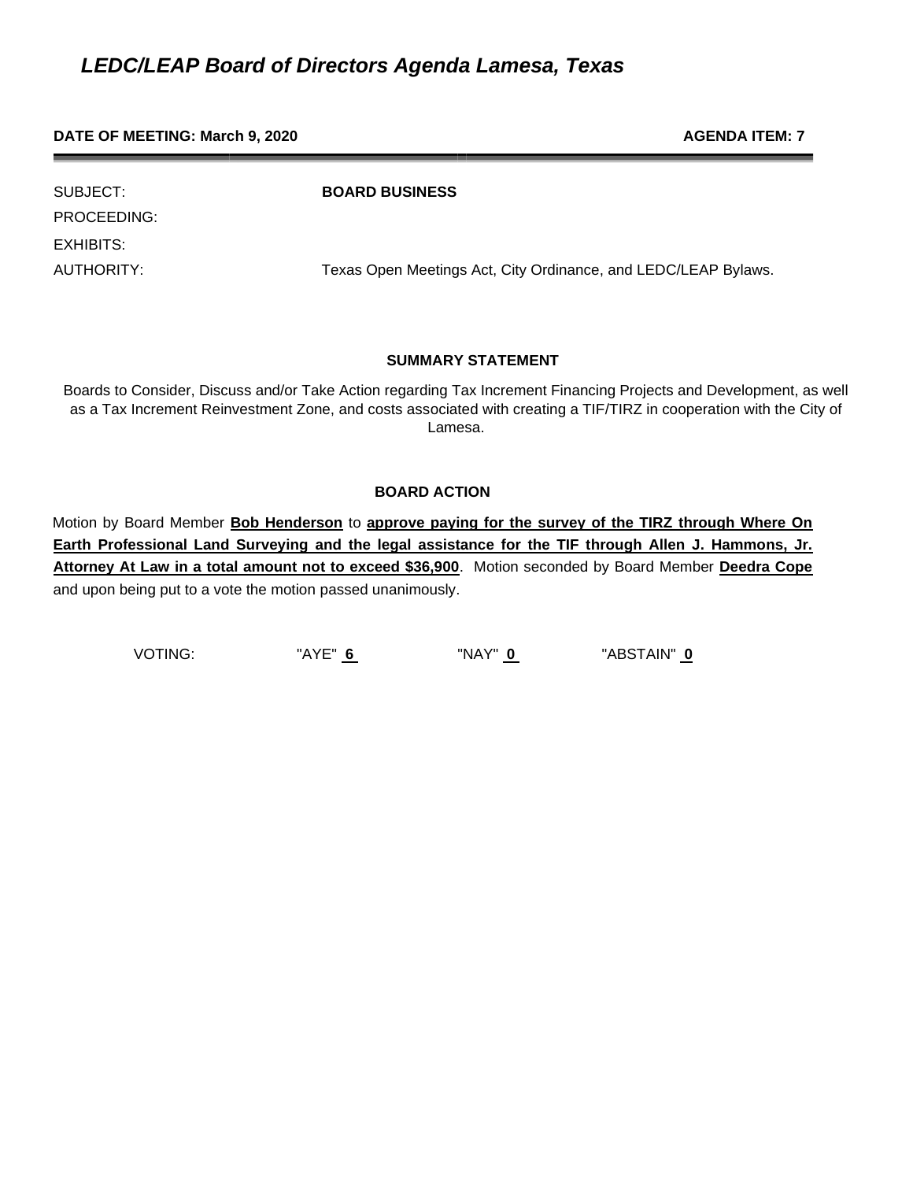# *LEDC/LEAP Board of Directors Agenda Lamesa, Texas*

**DATE OF MEETING: March 9, 2020** **AGENDA ITEM: 7**

| | |
|---|---|
| SUBJECT: | **BOARD BUSINESS** |
| PROCEEDING: | |
| EXHIBITS: | |
| AUTHORITY: | Texas Open Meetings Act, City Ordinance, and LEDC/LEAP Bylaws. |

**SUMMARY STATEMENT**

Boards to Consider, Discuss and/or Take Action regarding Tax Increment Financing Projects and Development, as well as a Tax Increment Reinvestment Zone, and costs associated with creating a TIF/TIRZ in cooperation with the City of Lamesa.

**BOARD ACTION**

Motion by Board Member **Bob Henderson** to **approve paying for the survey of the TIRZ through Where On Earth Professional Land Surveying and the legal assistance for the TIF through Allen J. Hammons, Jr. Attorney At Law in a total amount not to exceed $36,900**. Motion seconded by Board Member **Deedra Cope** and upon being put to a vote the motion passed unanimously.

VOTING: "AYE" **6** "NAY" **0** "ABSTAIN" **0**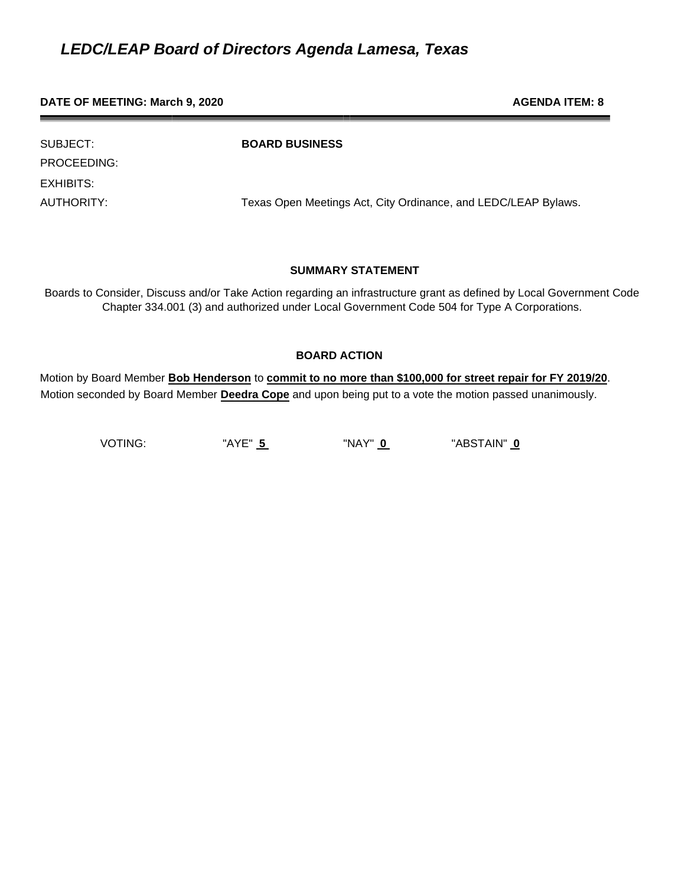# *LEDC/LEAP Board of Directors Agenda Lamesa, Texas*

**DATE OF MEETING: March 9, 2020** **AGENDA ITEM: 8**

| | |
|---|---|
| SUBJECT: | **BOARD BUSINESS** |
| PROCEEDING: | |
| EXHIBITS: | |
| AUTHORITY: | Texas Open Meetings Act, City Ordinance, and LEDC/LEAP Bylaws. |

**SUMMARY STATEMENT**

Boards to Consider, Discuss and/or Take Action regarding an infrastructure grant as defined by Local Government Code Chapter 334.001 (3) and authorized under Local Government Code 504 for Type A Corporations.

**BOARD ACTION**

Motion by Board Member **Bob Henderson** to **commit to no more than $100,000 for street repair for FY 2019/20**.
Motion seconded by Board Member **Deedra Cope** and upon being put to a vote the motion passed unanimously.

VOTING: "AYE" **5** "NAY" **0** "ABSTAIN" **0**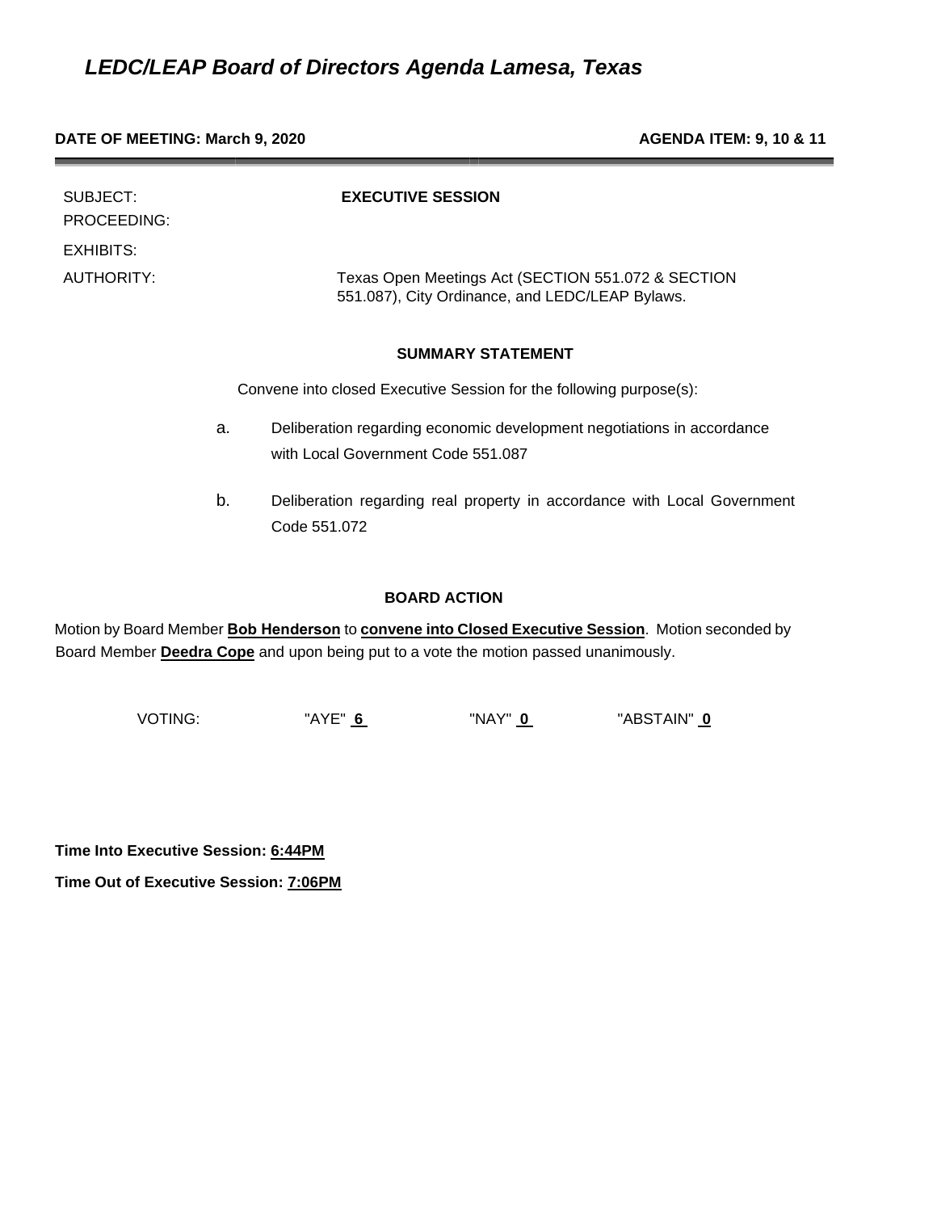# *LEDC/LEAP Board of Directors Agenda Lamesa, Texas*

**DATE OF MEETING: March 9, 2020** **AGENDA ITEM: 9, 10 & 11**

SUBJECT: **EXECUTIVE SESSION**

PROCEEDING:

EXHIBITS:

AUTHORITY: Texas Open Meetings Act (SECTION 551.072 & SECTION 551.087), City Ordinance, and LEDC/LEAP Bylaws.

### SUMMARY STATEMENT

Convene into closed Executive Session for the following purpose(s):

a. Deliberation regarding economic development negotiations in accordance with Local Government Code 551.087

b. Deliberation regarding real property in accordance with Local Government Code 551.072

### BOARD ACTION

Motion by Board Member **Bob Henderson** to **convene into Closed Executive Session**. Motion seconded by Board Member **Deedra Cope** and upon being put to a vote the motion passed unanimously.

VOTING: "AYE" **6** "NAY" **0** "ABSTAIN" **0**

**Time Into Executive Session: 6:44PM**

**Time Out of Executive Session: 7:06PM**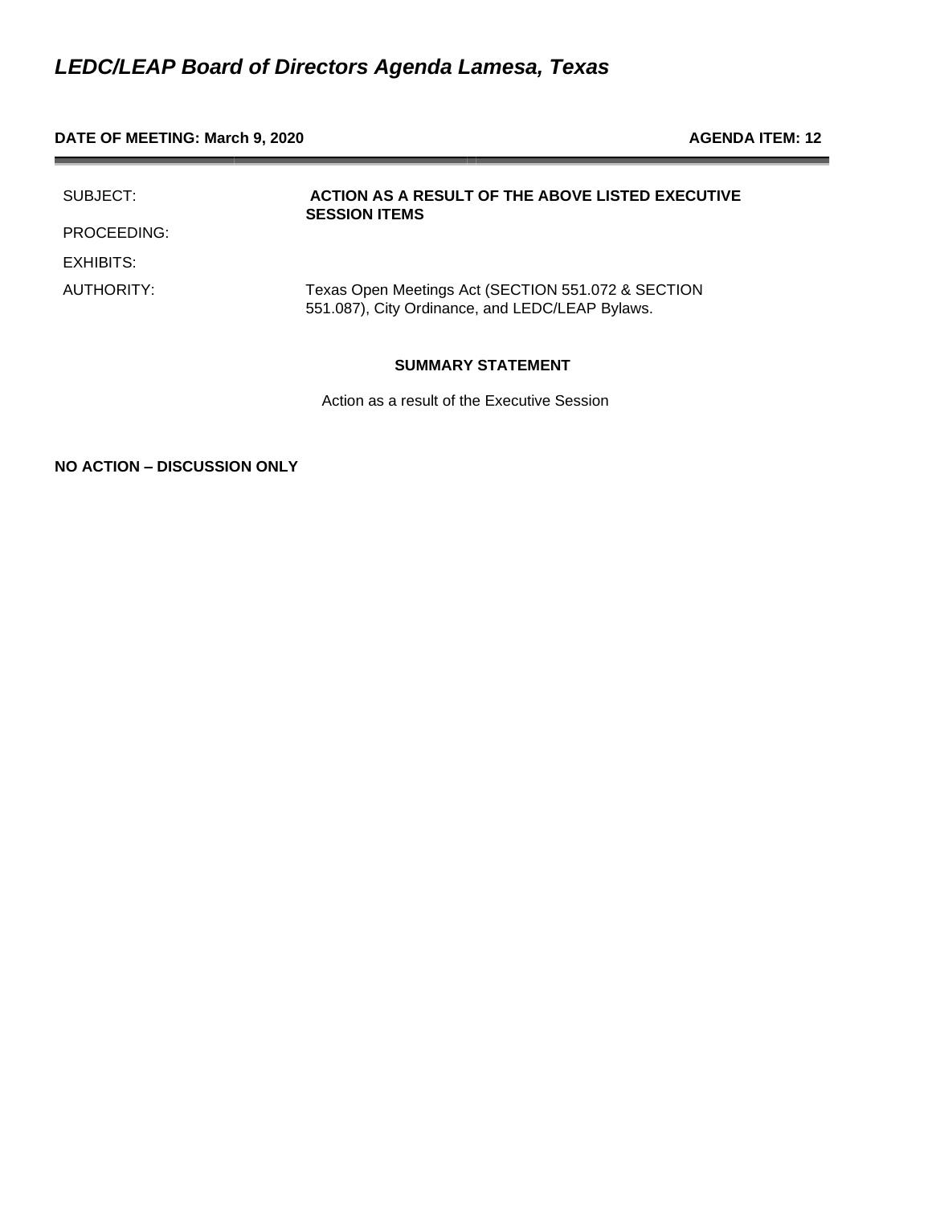# *LEDC/LEAP Board of Directors Agenda Lamesa, Texas*

**DATE OF MEETING: March 9, 2020** **AGENDA ITEM: 12**

| | |
|---|---|
| SUBJECT: | **ACTION AS A RESULT OF THE ABOVE LISTED EXECUTIVE SESSION ITEMS** |
| PROCEEDING: | |
| EXHIBITS: | |
| AUTHORITY: | Texas Open Meetings Act (SECTION 551.072 & SECTION 551.087), City Ordinance, and LEDC/LEAP Bylaws. |

**SUMMARY STATEMENT**

Action as a result of the Executive Session

**NO ACTION – DISCUSSION ONLY**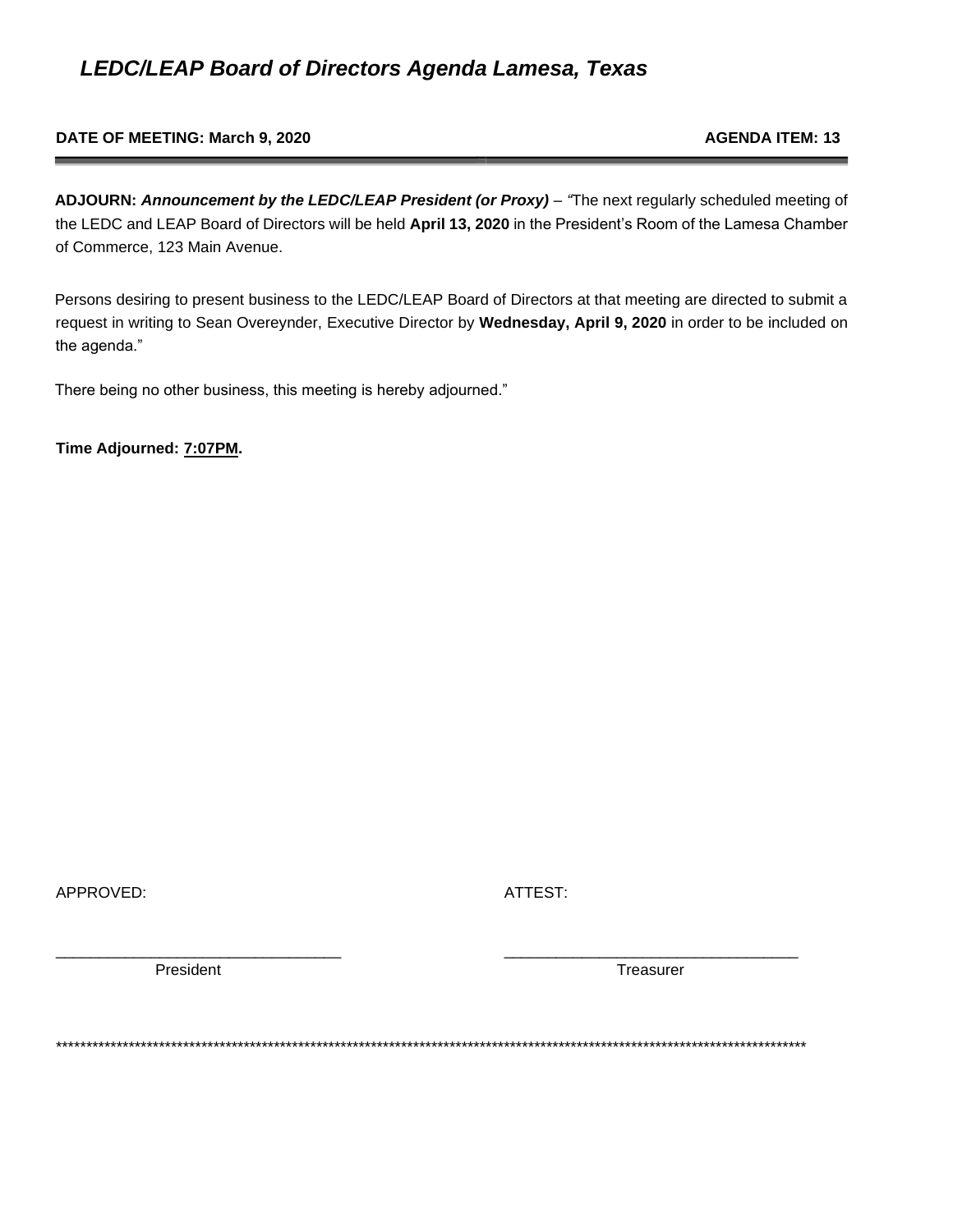## *LEDC/LEAP Board of Directors Agenda Lamesa, Texas*

**DATE OF MEETING: March 9, 2020** **AGENDA ITEM: 13**

**ADJOURN:** ***Announcement by the LEDC/LEAP President (or Proxy)*** – *"*The next regularly scheduled meeting of the LEDC and LEAP Board of Directors will be held **April 13, 2020** in the President's Room of the Lamesa Chamber of Commerce, 123 Main Avenue.

Persons desiring to present business to the LEDC/LEAP Board of Directors at that meeting are directed to submit a request in writing to Sean Overeynder, Executive Director by **Wednesday, April 9, 2020** in order to be included on the agenda."

There being no other business, this meeting is hereby adjourned."

**Time Adjourned: 7:07PM.**

APPROVED:

\_\_\_\_\_\_\_\_\_\_\_\_\_\_\_\_\_\_\_\_\_\_\_\_\_\_\_\_\_\_\_\_
President

ATTEST:

\_\_\_\_\_\_\_\_\_\_\_\_\_\_\_\_\_\_\_\_\_\_\_\_\_\_\_\_\_\_\_\_
Treasurer

**************************************************************************************************************************